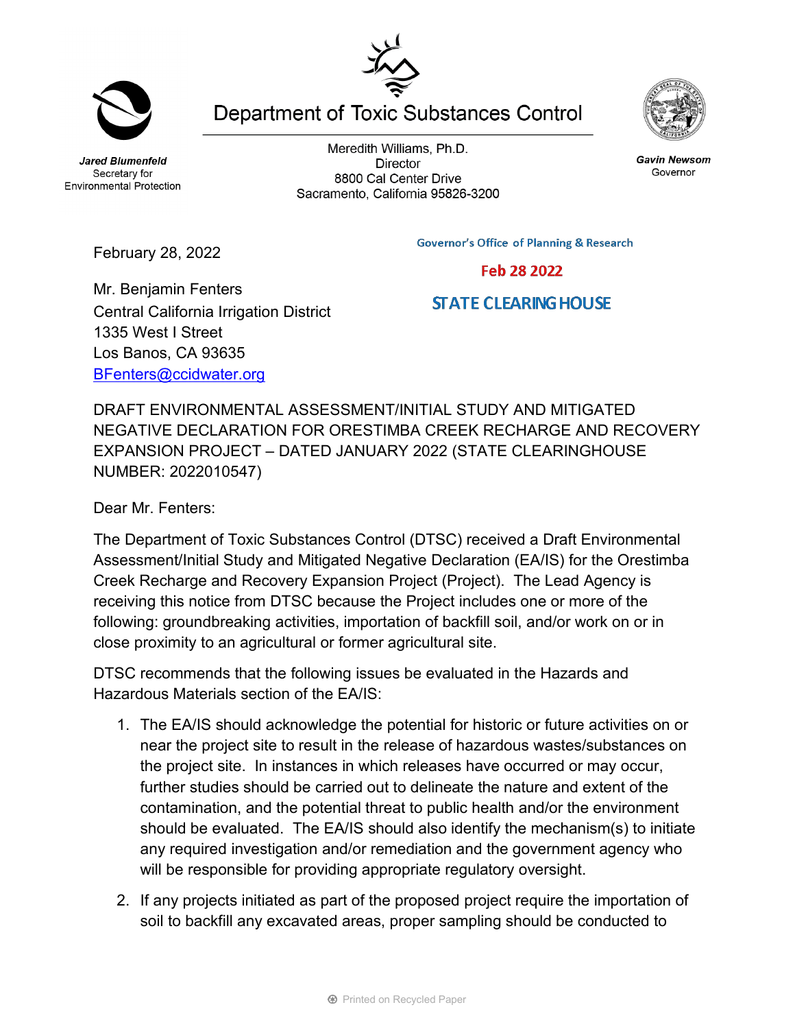Department of Toxic Substances Control

*Jared Blumenfeld*
Secretary for
Environmental Protection

Meredith Williams, Ph.D.
Director
8800 Cal Center Drive
Sacramento, California 95826-3200

*Gavin Newsom*
Governor

February 28, 2022

Governor's Office of Planning & Research

Feb 28 2022

STATE CLEARING HOUSE

Mr. Benjamin Fenters
Central California Irrigation District
1335 West I Street
Los Banos, CA 93635
BFenters@ccidwater.org

DRAFT ENVIRONMENTAL ASSESSMENT/INITIAL STUDY AND MITIGATED NEGATIVE DECLARATION FOR ORESTIMBA CREEK RECHARGE AND RECOVERY EXPANSION PROJECT – DATED JANUARY 2022 (STATE CLEARINGHOUSE NUMBER: 2022010547)

Dear Mr. Fenters:

The Department of Toxic Substances Control (DTSC) received a Draft Environmental Assessment/Initial Study and Mitigated Negative Declaration (EA/IS) for the Orestimba Creek Recharge and Recovery Expansion Project (Project). The Lead Agency is receiving this notice from DTSC because the Project includes one or more of the following: groundbreaking activities, importation of backfill soil, and/or work on or in close proximity to an agricultural or former agricultural site.

DTSC recommends that the following issues be evaluated in the Hazards and Hazardous Materials section of the EA/IS:

1. The EA/IS should acknowledge the potential for historic or future activities on or near the project site to result in the release of hazardous wastes/substances on the project site. In instances in which releases have occurred or may occur, further studies should be carried out to delineate the nature and extent of the contamination, and the potential threat to public health and/or the environment should be evaluated. The EA/IS should also identify the mechanism(s) to initiate any required investigation and/or remediation and the government agency who will be responsible for providing appropriate regulatory oversight.

2. If any projects initiated as part of the proposed project require the importation of soil to backfill any excavated areas, proper sampling should be conducted to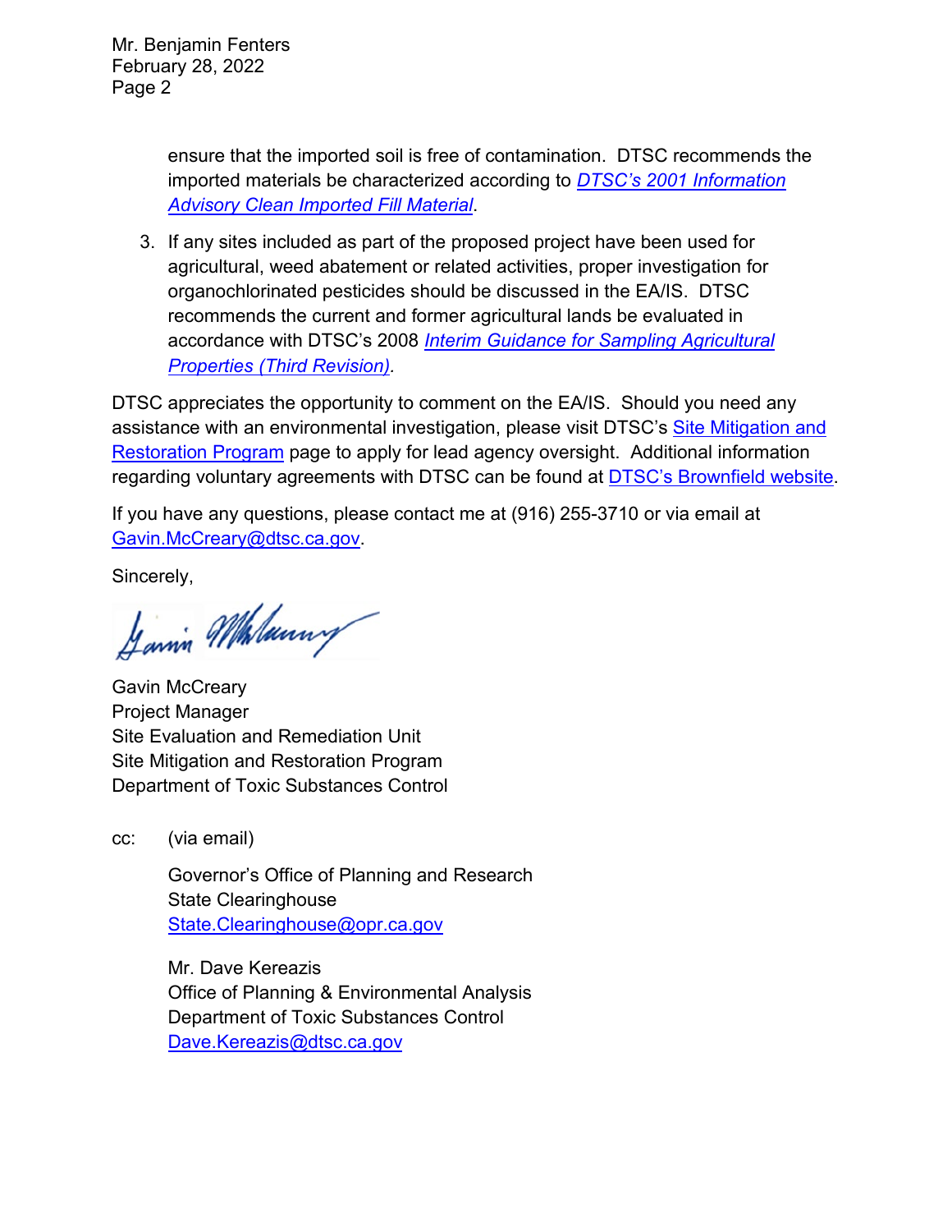ensure that the imported soil is free of contamination. DTSC recommends the imported materials be characterized according to *DTSC's 2001 Information Advisory Clean Imported Fill Material*.

3. If any sites included as part of the proposed project have been used for agricultural, weed abatement or related activities, proper investigation for organochlorinated pesticides should be discussed in the EA/IS. DTSC recommends the current and former agricultural lands be evaluated in accordance with DTSC's 2008 *Interim Guidance for Sampling Agricultural Properties (Third Revision)*.

DTSC appreciates the opportunity to comment on the EA/IS. Should you need any assistance with an environmental investigation, please visit DTSC's Site Mitigation and Restoration Program page to apply for lead agency oversight. Additional information regarding voluntary agreements with DTSC can be found at DTSC's Brownfield website.

If you have any questions, please contact me at (916) 255-3710 or via email at Gavin.McCreary@dtsc.ca.gov.

Sincerely,

Gavin McCreary
Project Manager
Site Evaluation and Remediation Unit
Site Mitigation and Restoration Program
Department of Toxic Substances Control

cc: (via email)

Governor's Office of Planning and Research
State Clearinghouse
State.Clearinghouse@opr.ca.gov

Mr. Dave Kereazis
Office of Planning & Environmental Analysis
Department of Toxic Substances Control
Dave.Kereazis@dtsc.ca.gov